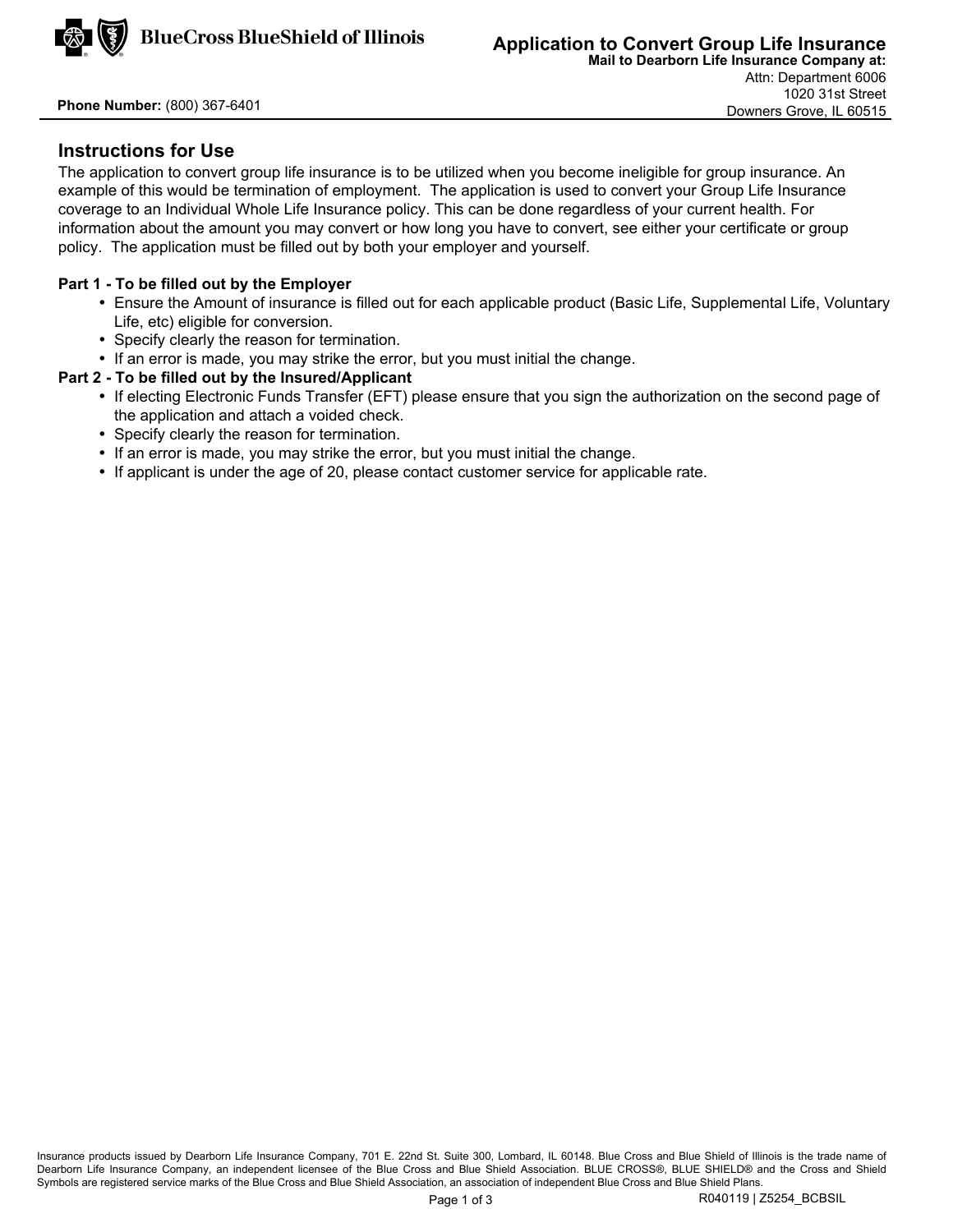BlueCross BlueShield of Illinois

# Application to Convert Group Life Insurance

**Mail to Dearborn Life Insurance Company at:**
Attn: Department 6006
1020 31st Street
Downers Grove, IL 60515

**Phone Number:** (800) 367-6401

## Instructions for Use

The application to convert group life insurance is to be utilized when you become ineligible for group insurance. An example of this would be termination of employment. The application is used to convert your Group Life Insurance coverage to an Individual Whole Life Insurance policy. This can be done regardless of your current health. For information about the amount you may convert or how long you have to convert, see either your certificate or group policy. The application must be filled out by both your employer and yourself.

**Part 1 - To be filled out by the Employer**

- Ensure the Amount of insurance is filled out for each applicable product (Basic Life, Supplemental Life, Voluntary Life, etc) eligible for conversion.
- Specify clearly the reason for termination.
- If an error is made, you may strike the error, but you must initial the change.

**Part 2 - To be filled out by the Insured/Applicant**

- If electing Electronic Funds Transfer (EFT) please ensure that you sign the authorization on the second page of the application and attach a voided check.
- Specify clearly the reason for termination.
- If an error is made, you may strike the error, but you must initial the change.
- If applicant is under the age of 20, please contact customer service for applicable rate.

Insurance products issued by Dearborn Life Insurance Company, 701 E. 22nd St. Suite 300, Lombard, IL 60148. Blue Cross and Blue Shield of Illinois is the trade name of Dearborn Life Insurance Company, an independent licensee of the Blue Cross and Blue Shield Association. BLUE CROSS®, BLUE SHIELD® and the Cross and Shield Symbols are registered service marks of the Blue Cross and Blue Shield Association, an association of independent Blue Cross and Blue Shield Plans.

R040119 | Z5254_BCBSIL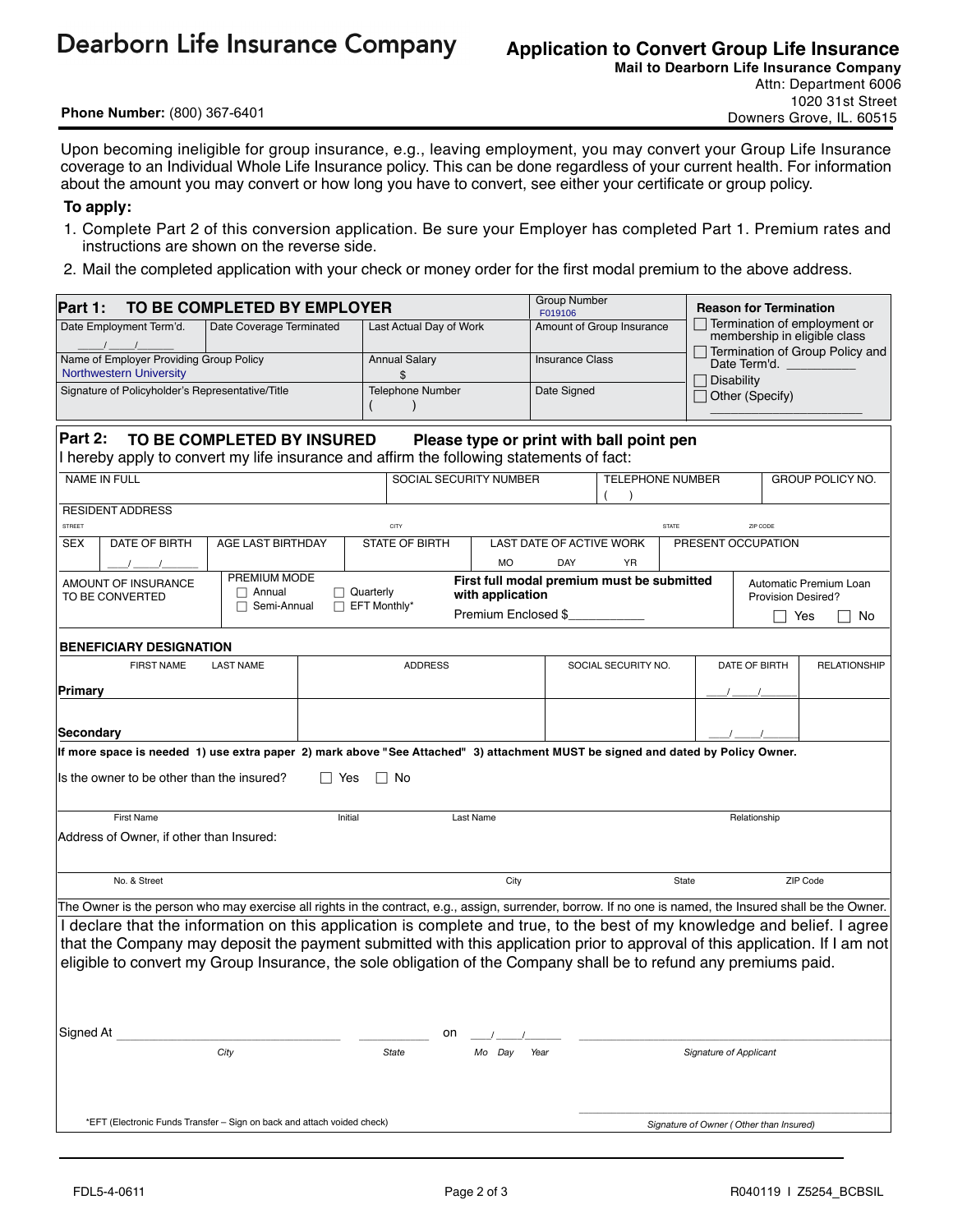# Dearborn Life Insurance Company

## Application to Convert Group Life Insurance

**Mail to Dearborn Life Insurance Company**
Attn: Department 6006
1020 31st Street
Downers Grove, IL. 60515

**Phone Number:** (800) 367-6401

Upon becoming ineligible for group insurance, e.g., leaving employment, you may convert your Group Life Insurance coverage to an Individual Whole Life Insurance policy. This can be done regardless of your current health. For information about the amount you may convert or how long you have to convert, see either your certificate or group policy.

**To apply:**

1. Complete Part 2 of this conversion application. Be sure your Employer has completed Part 1. Premium rates and instructions are shown on the reverse side.
2. Mail the completed application with your check or money order for the first modal premium to the above address.

### Part 1: TO BE COMPLETED BY EMPLOYER

| | | | Group Number F019106 | **Reason for Termination** |
|---|---|---|---|---|
| Date Employment Term'd. ___/___/___ | Date Coverage Terminated | Last Actual Day of Work | Amount of Group Insurance | ☐ Termination of employment or membership in eligible class |
| Name of Employer Providing Group Policy: Northwestern University | | Annual Salary $ | Insurance Class | ☐ Termination of Group Policy and Date Term'd. ________ |
| Signature of Policyholder's Representative/Title | | Telephone Number ( ) | Date Signed | ☐ Disability<br>☐ Other (Specify) ________ |

### Part 2: TO BE COMPLETED BY INSURED **Please type or print with ball point pen**

I hereby apply to convert my life insurance and affirm the following statements of fact:

| NAME IN FULL | SOCIAL SECURITY NUMBER | TELEPHONE NUMBER ( ) | GROUP POLICY NO. |
|---|---|---|---|
| RESIDENT ADDRESS (STREET / CITY / STATE / ZIP CODE) | | | |

| SEX | DATE OF BIRTH | AGE LAST BIRTHDAY | STATE OF BIRTH | LAST DATE OF ACTIVE WORK | PRESENT OCCUPATION |
|---|---|---|---|---|---|
| | ___/___/___ | | | MO DAY YR | |

| AMOUNT OF INSURANCE TO BE CONVERTED | PREMIUM MODE | First full modal premium must be submitted with application | Automatic Premium Loan Provision Desired? |
|---|---|---|---|
| | ☐ Annual ☐ Quarterly<br>☐ Semi-Annual ☐ EFT Monthly* | Premium Enclosed $__________ | ☐ Yes ☐ No |

**BENEFICIARY DESIGNATION**

| | FIRST NAME | LAST NAME | ADDRESS | SOCIAL SECURITY NO. | DATE OF BIRTH | RELATIONSHIP |
|---|---|---|---|---|---|---|
| **Primary** | | | | | ___/___/___ | |
| **Secondary** | | | | | ___/___/___ | |

**If more space is needed 1) use extra paper 2) mark above "See Attached" 3) attachment MUST be signed and dated by Policy Owner.**

Is the owner to be other than the insured? ☐ Yes ☐ No

| First Name | Initial | Last Name | Relationship |
|---|---|---|---|
| | | | |

Address of Owner, if other than Insured:

| No. & Street | City | State | ZIP Code |
|---|---|---|---|
| | | | |

The Owner is the person who may exercise all rights in the contract, e.g., assign, surrender, borrow. If no one is named, the Insured shall be the Owner.

I declare that the information on this application is complete and true, to the best of my knowledge and belief. I agree that the Company may deposit the payment submitted with this application prior to approval of this application. If I am not eligible to convert my Group Insurance, the sole obligation of the Company shall be to refund any premiums paid.

Signed At ______________________ (*City*) __________ (*State*) on ___/___/___ (*Mo Day Year*) ______________________ *Signature of Applicant*

______________________ *Signature of Owner ( Other than Insured)*

*EFT (Electronic Funds Transfer – Sign on back and attach voided check)

FDL5-4-0611 R040119 I Z5254_BCBSIL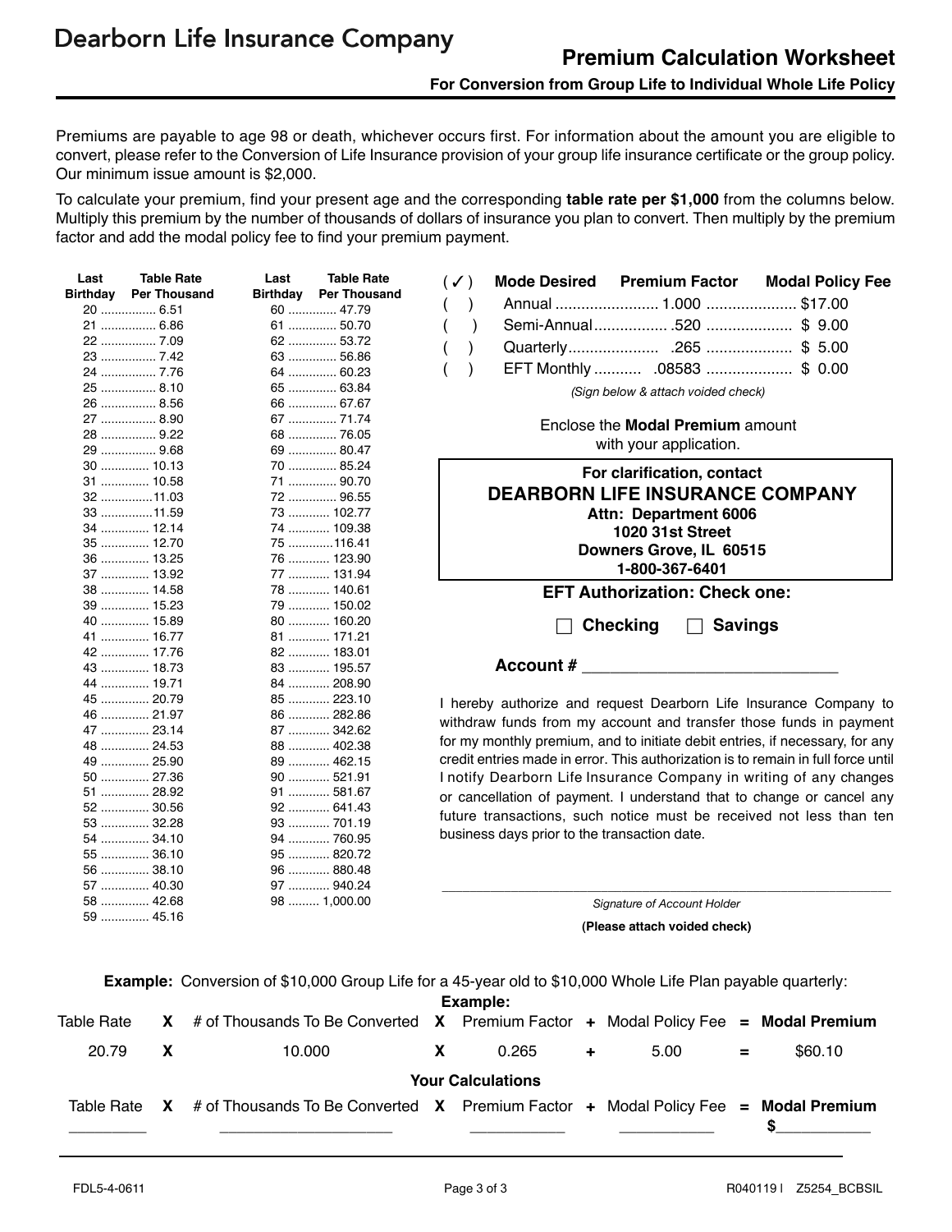# Dearborn Life Insurance Company

## Premium Calculation Worksheet

### For Conversion from Group Life to Individual Whole Life Policy

Premiums are payable to age 98 or death, whichever occurs first. For information about the amount you are eligible to convert, please refer to the Conversion of Life Insurance provision of your group life insurance certificate or the group policy. Our minimum issue amount is $2,000.

To calculate your premium, find your present age and the corresponding **table rate per $1,000** from the columns below. Multiply this premium by the number of thousands of dollars of insurance you plan to convert. Then multiply by the premium factor and add the modal policy fee to find your premium payment.

| Last Birthday | Table Rate Per Thousand | Last Birthday | Table Rate Per Thousand |
|---|---|---|---|
| 20 | 6.51 | 60 | 47.79 |
| 21 | 6.86 | 61 | 50.70 |
| 22 | 7.09 | 62 | 53.72 |
| 23 | 7.42 | 63 | 56.86 |
| 24 | 7.76 | 64 | 60.23 |
| 25 | 8.10 | 65 | 63.84 |
| 26 | 8.56 | 66 | 67.67 |
| 27 | 8.90 | 67 | 71.74 |
| 28 | 9.22 | 68 | 76.05 |
| 29 | 9.68 | 69 | 80.47 |
| 30 | 10.13 | 70 | 85.24 |
| 31 | 10.58 | 71 | 90.70 |
| 32 | 11.03 | 72 | 96.55 |
| 33 | 11.59 | 73 | 102.77 |
| 34 | 12.14 | 74 | 109.38 |
| 35 | 12.70 | 75 | 116.41 |
| 36 | 13.25 | 76 | 123.90 |
| 37 | 13.92 | 77 | 131.94 |
| 38 | 14.58 | 78 | 140.61 |
| 39 | 15.23 | 79 | 150.02 |
| 40 | 15.89 | 80 | 160.20 |
| 41 | 16.77 | 81 | 171.21 |
| 42 | 17.76 | 82 | 183.01 |
| 43 | 18.73 | 83 | 195.57 |
| 44 | 19.71 | 84 | 208.90 |
| 45 | 20.79 | 85 | 223.10 |
| 46 | 21.97 | 86 | 282.86 |
| 47 | 23.14 | 87 | 342.62 |
| 48 | 24.53 | 88 | 402.38 |
| 49 | 25.90 | 89 | 462.15 |
| 50 | 27.36 | 90 | 521.91 |
| 51 | 28.92 | 91 | 581.67 |
| 52 | 30.56 | 92 | 641.43 |
| 53 | 32.28 | 93 | 701.19 |
| 54 | 34.10 | 94 | 760.95 |
| 55 | 36.10 | 95 | 820.72 |
| 56 | 38.10 | 96 | 880.48 |
| 57 | 40.30 | 97 | 940.24 |
| 58 | 42.68 | 98 | 1,000.00 |
| 59 | 45.16 | | |

| (✓) | Mode Desired | Premium Factor | Modal Policy Fee |
|---|---|---|---|
| ( ) | Annual | 1.000 | $17.00 |
| ( ) | Semi-Annual | .520 | $ 9.00 |
| ( ) | Quarterly | .265 | $ 5.00 |
| ( ) | EFT Monthly | .08583 | $ 0.00 |

*(Sign below & attach voided check)*

Enclose the **Modal Premium** amount with your application.

**For clarification, contact**
**DEARBORN LIFE INSURANCE COMPANY**
**Attn: Department 6006**
**1020 31st Street**
**Downers Grove, IL 60515**
**1-800-367-6401**

**EFT Authorization: Check one:**

☐ **Checking** ☐ **Savings**

**Account #** ____________________________

I hereby authorize and request Dearborn Life Insurance Company to withdraw funds from my account and transfer those funds in payment for my monthly premium, and to initiate debit entries, if necessary, for any credit entries made in error. This authorization is to remain in full force until I notify Dearborn Life Insurance Company in writing of any changes or cancellation of payment. I understand that to change or cancel any future transactions, such notice must be received not less than ten business days prior to the transaction date.

______________________________________________
Signature of Account Holder

**(Please attach voided check)**

**Example:** Conversion of $10,000 Group Life for a 45-year old to $10,000 Whole Life Plan payable quarterly:

**Example:**

| Table Rate | X | # of Thousands To Be Converted | X | Premium Factor | + | Modal Policy Fee | = | **Modal Premium** |
|---|---|---|---|---|---|---|---|---|
| 20.79 | X | 10.000 | X | 0.265 | + | 5.00 | = | $60.10 |

**Your Calculations**

| Table Rate | X | # of Thousands To Be Converted | X | Premium Factor | + | Modal Policy Fee | = | **Modal Premium** |
|---|---|---|---|---|---|---|---|---|
| _________ | | ____________________ | | ___________ | | ___________ | | $___________ |

FDL5-4-0611 R040119 I Z5254_BCBSIL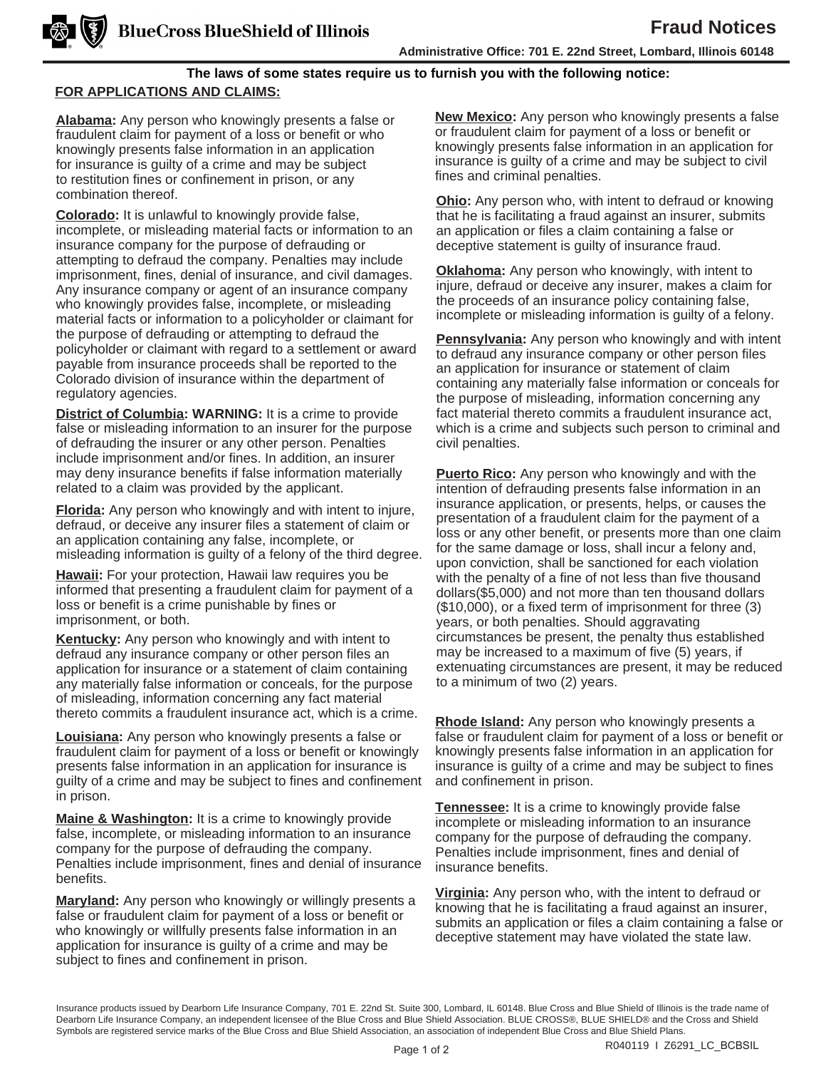**BlueCross BlueShield of Illinois**

# Fraud Notices

**Administrative Office: 701 E. 22nd Street, Lombard, Illinois 60148**

**The laws of some states require us to furnish you with the following notice:**

**FOR APPLICATIONS AND CLAIMS:**

**Alabama:** Any person who knowingly presents a false or fraudulent claim for payment of a loss or benefit or who knowingly presents false information in an application for insurance is guilty of a crime and may be subject to restitution fines or confinement in prison, or any combination thereof.

**Colorado:** It is unlawful to knowingly provide false, incomplete, or misleading material facts or information to an insurance company for the purpose of defrauding or attempting to defraud the company. Penalties may include imprisonment, fines, denial of insurance, and civil damages. Any insurance company or agent of an insurance company who knowingly provides false, incomplete, or misleading material facts or information to a policyholder or claimant for the purpose of defrauding or attempting to defraud the policyholder or claimant with regard to a settlement or award payable from insurance proceeds shall be reported to the Colorado division of insurance within the department of regulatory agencies.

**District of Columbia: WARNING:** It is a crime to provide false or misleading information to an insurer for the purpose of defrauding the insurer or any other person. Penalties include imprisonment and/or fines. In addition, an insurer may deny insurance benefits if false information materially related to a claim was provided by the applicant.

**Florida:** Any person who knowingly and with intent to injure, defraud, or deceive any insurer files a statement of claim or an application containing any false, incomplete, or misleading information is guilty of a felony of the third degree.

**Hawaii:** For your protection, Hawaii law requires you be informed that presenting a fraudulent claim for payment of a loss or benefit is a crime punishable by fines or imprisonment, or both.

**Kentucky:** Any person who knowingly and with intent to defraud any insurance company or other person files an application for insurance or a statement of claim containing any materially false information or conceals, for the purpose of misleading, information concerning any fact material thereto commits a fraudulent insurance act, which is a crime.

**Louisiana:** Any person who knowingly presents a false or fraudulent claim for payment of a loss or benefit or knowingly presents false information in an application for insurance is guilty of a crime and may be subject to fines and confinement in prison.

**Maine & Washington:** It is a crime to knowingly provide false, incomplete, or misleading information to an insurance company for the purpose of defrauding the company. Penalties include imprisonment, fines and denial of insurance benefits.

**Maryland:** Any person who knowingly or willingly presents a false or fraudulent claim for payment of a loss or benefit or who knowingly or willfully presents false information in an application for insurance is guilty of a crime and may be subject to fines and confinement in prison.

**New Mexico:** Any person who knowingly presents a false or fraudulent claim for payment of a loss or benefit or knowingly presents false information in an application for insurance is guilty of a crime and may be subject to civil fines and criminal penalties.

**Ohio:** Any person who, with intent to defraud or knowing that he is facilitating a fraud against an insurer, submits an application or files a claim containing a false or deceptive statement is guilty of insurance fraud.

**Oklahoma:** Any person who knowingly, with intent to injure, defraud or deceive any insurer, makes a claim for the proceeds of an insurance policy containing false, incomplete or misleading information is guilty of a felony.

**Pennsylvania:** Any person who knowingly and with intent to defraud any insurance company or other person files an application for insurance or statement of claim containing any materially false information or conceals for the purpose of misleading, information concerning any fact material thereto commits a fraudulent insurance act, which is a crime and subjects such person to criminal and civil penalties.

**Puerto Rico:** Any person who knowingly and with the intention of defrauding presents false information in an insurance application, or presents, helps, or causes the presentation of a fraudulent claim for the payment of a loss or any other benefit, or presents more than one claim for the same damage or loss, shall incur a felony and, upon conviction, shall be sanctioned for each violation with the penalty of a fine of not less than five thousand dollars($5,000) and not more than ten thousand dollars ($10,000), or a fixed term of imprisonment for three (3) years, or both penalties. Should aggravating circumstances be present, the penalty thus established may be increased to a maximum of five (5) years, if extenuating circumstances are present, it may be reduced to a minimum of two (2) years.

**Rhode Island:** Any person who knowingly presents a false or fraudulent claim for payment of a loss or benefit or knowingly presents false information in an application for insurance is guilty of a crime and may be subject to fines and confinement in prison.

**Tennessee:** It is a crime to knowingly provide false incomplete or misleading information to an insurance company for the purpose of defrauding the company. Penalties include imprisonment, fines and denial of insurance benefits.

**Virginia:** Any person who, with the intent to defraud or knowing that he is facilitating a fraud against an insurer, submits an application or files a claim containing a false or deceptive statement may have violated the state law.

Insurance products issued by Dearborn Life Insurance Company, 701 E. 22nd St. Suite 300, Lombard, IL 60148. Blue Cross and Blue Shield of Illinois is the trade name of Dearborn Life Insurance Company, an independent licensee of the Blue Cross and Blue Shield Association. BLUE CROSS®, BLUE SHIELD® and the Cross and Shield Symbols are registered service marks of the Blue Cross and Blue Shield Association, an association of independent Blue Cross and Blue Shield Plans.

R040119 I Z6291_LC_BCBSIL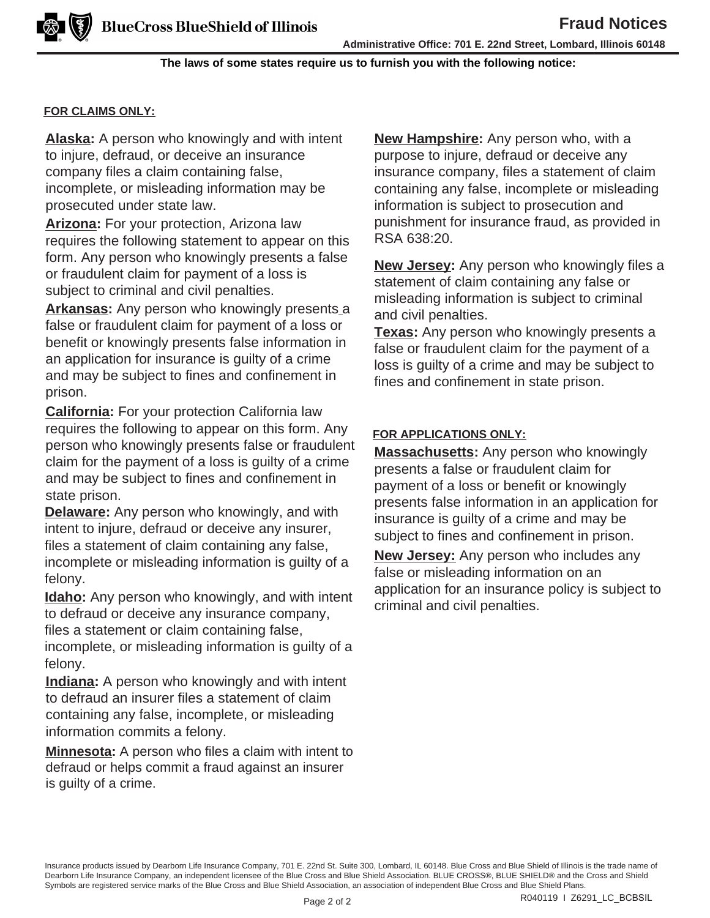# Fraud Notices

BlueCross BlueShield of Illinois

Administrative Office: 701 E. 22nd Street, Lombard, Illinois 60148

**The laws of some states require us to furnish you with the following notice:**

## FOR CLAIMS ONLY:

**Alaska:** A person who knowingly and with intent to injure, defraud, or deceive an insurance company files a claim containing false, incomplete, or misleading information may be prosecuted under state law.

**Arizona:** For your protection, Arizona law requires the following statement to appear on this form. Any person who knowingly presents a false or fraudulent claim for payment of a loss is subject to criminal and civil penalties.

**Arkansas:** Any person who knowingly presents a false or fraudulent claim for payment of a loss or benefit or knowingly presents false information in an application for insurance is guilty of a crime and may be subject to fines and confinement in prison.

**California:** For your protection California law requires the following to appear on this form. Any person who knowingly presents false or fraudulent claim for the payment of a loss is guilty of a crime and may be subject to fines and confinement in state prison.

**Delaware:** Any person who knowingly, and with intent to injure, defraud or deceive any insurer, files a statement of claim containing any false, incomplete or misleading information is guilty of a felony.

**Idaho:** Any person who knowingly, and with intent to defraud or deceive any insurance company, files a statement or claim containing false, incomplete, or misleading information is guilty of a felony.

**Indiana:** A person who knowingly and with intent to defraud an insurer files a statement of claim containing any false, incomplete, or misleading information commits a felony.

**Minnesota:** A person who files a claim with intent to defraud or helps commit a fraud against an insurer is guilty of a crime.

**New Hampshire:** Any person who, with a purpose to injure, defraud or deceive any insurance company, files a statement of claim containing any false, incomplete or misleading information is subject to prosecution and punishment for insurance fraud, as provided in RSA 638:20.

**New Jersey:** Any person who knowingly files a statement of claim containing any false or misleading information is subject to criminal and civil penalties.

**Texas:** Any person who knowingly presents a false or fraudulent claim for the payment of a loss is guilty of a crime and may be subject to fines and confinement in state prison.

## FOR APPLICATIONS ONLY:

**Massachusetts:** Any person who knowingly presents a false or fraudulent claim for payment of a loss or benefit or knowingly presents false information in an application for insurance is guilty of a crime and may be subject to fines and confinement in prison.

**New Jersey:** Any person who includes any false or misleading information on an application for an insurance policy is subject to criminal and civil penalties.

Insurance products issued by Dearborn Life Insurance Company, 701 E. 22nd St. Suite 300, Lombard, IL 60148. Blue Cross and Blue Shield of Illinois is the trade name of Dearborn Life Insurance Company, an independent licensee of the Blue Cross and Blue Shield Association. BLUE CROSS®, BLUE SHIELD® and the Cross and Shield Symbols are registered service marks of the Blue Cross and Blue Shield Association, an association of independent Blue Cross and Blue Shield Plans.

R040119 I Z6291_LC_BCBSIL